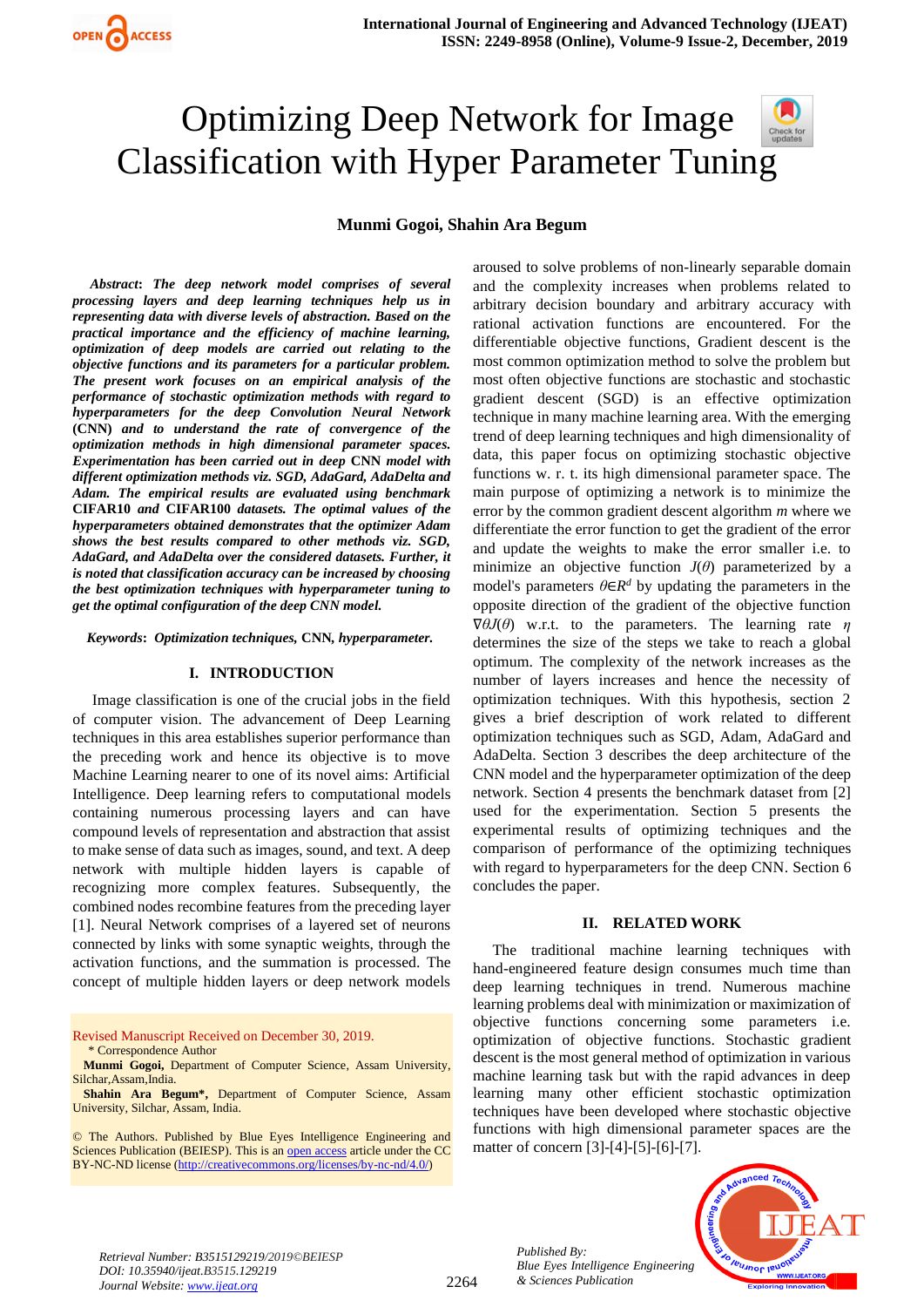# Optimizing Deep Network for Image Classification with Hyper Parameter Tuning

**Munmi Gogoi, Shahin Ara Begum**

***Abstract*: *The deep network model comprises of several processing layers and deep learning techniques help us in representing data with diverse levels of abstraction. Based on the practical importance and the efficiency of machine learning, optimization of deep models are carried out relating to the objective functions and its parameters for a particular problem. The present work focuses on an empirical analysis of the performance of stochastic optimization methods with regard to hyperparameters for the deep Convolution Neural Network* (CNN) *and to understand the rate of convergence of the optimization methods in high dimensional parameter spaces. Experimentation has been carried out in deep* CNN *model with different optimization methods viz. SGD, AdaGard, AdaDelta and Adam. The empirical results are evaluated using benchmark* CIFAR10 *and* CIFAR100 *datasets. The optimal values of the hyperparameters obtained demonstrates that the optimizer Adam shows the best results compared to other methods viz. SGD, AdaGard, and AdaDelta over the considered datasets. Further, it is noted that classification accuracy can be increased by choosing the best optimization techniques with hyperparameter tuning to get the optimal configuration of the deep CNN model.***

***Keywords*: *Optimization techniques,* CNN, *hyperparameter.***

## I. INTRODUCTION

Image classification is one of the crucial jobs in the field of computer vision. The advancement of Deep Learning techniques in this area establishes superior performance than the preceding work and hence its objective is to move Machine Learning nearer to one of its novel aims: Artificial Intelligence. Deep learning refers to computational models containing numerous processing layers and can have compound levels of representation and abstraction that assist to make sense of data such as images, sound, and text. A deep network with multiple hidden layers is capable of recognizing more complex features. Subsequently, the combined nodes recombine features from the preceding layer [1]. Neural Network comprises of a layered set of neurons connected by links with some synaptic weights, through the activation functions, and the summation is processed. The concept of multiple hidden layers or deep network models aroused to solve problems of non-linearly separable domain and the complexity increases when problems related to arbitrary decision boundary and arbitrary accuracy with rational activation functions are encountered. For the differentiable objective functions, Gradient descent is the most common optimization method to solve the problem but most often objective functions are stochastic and stochastic gradient descent (SGD) is an effective optimization technique in many machine learning area. With the emerging trend of deep learning techniques and high dimensionality of data, this paper focus on optimizing stochastic objective functions w. r. t. its high dimensional parameter space. The main purpose of optimizing a network is to minimize the error by the common gradient descent algorithm *m* where we differentiate the error function to get the gradient of the error and update the weights to make the error smaller i.e. to minimize an objective function $J(\theta)$ parameterized by a model's parameters $\theta \in R^d$ by updating the parameters in the opposite direction of the gradient of the objective function $\nabla\theta J(\theta)$ w.r.t. to the parameters. The learning rate $\eta$ determines the size of the steps we take to reach a global optimum. The complexity of the network increases as the number of layers increases and hence the necessity of optimization techniques. With this hypothesis, section 2 gives a brief description of work related to different optimization techniques such as SGD, Adam, AdaGard and AdaDelta. Section 3 describes the deep architecture of the CNN model and the hyperparameter optimization of the deep network. Section 4 presents the benchmark dataset from [2] used for the experimentation. Section 5 presents the experimental results of optimizing techniques and the comparison of performance of the optimizing techniques with regard to hyperparameters for the deep CNN. Section 6 concludes the paper.

## II. RELATED WORK

The traditional machine learning techniques with hand-engineered feature design consumes much time than deep learning techniques in trend. Numerous machine learning problems deal with minimization or maximization of objective functions concerning some parameters i.e. optimization of objective functions. Stochastic gradient descent is the most general method of optimization in various machine learning task but with the rapid advances in deep learning many other efficient stochastic optimization techniques have been developed where stochastic objective functions with high dimensional parameter spaces are the matter of concern [3]-[4]-[5]-[6]-[7].

Revised Manuscript Received on December 30, 2019.

\* Correspondence Author

**Munmi Gogoi,** Department of Computer Science, Assam University, Silchar,Assam,India.

**Shahin Ara Begum\*,** Department of Computer Science, Assam University, Silchar, Assam, India.

© The Authors. Published by Blue Eyes Intelligence Engineering and Sciences Publication (BEIESP). This is an open access article under the CC BY-NC-ND license (http://creativecommons.org/licenses/by-nc-nd/4.0/)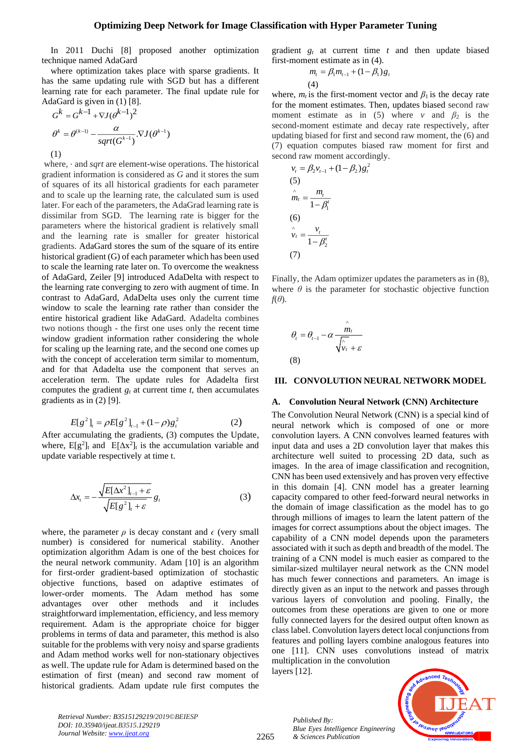In 2011 Duchi [8] proposed another optimization technique named AdaGard

where optimization takes place with sparse gradients. It has the same updating rule with SGD but has a different learning rate for each parameter. The final update rule for AdaGard is given in (1) [8].

$$G^k = G^{k-1} + \nabla J(\theta^{k-1})^2$$

$$\theta^k = \theta^{(k-1)} - \frac{\alpha}{sqrt(G^{k-1})} . \nabla J(\theta^{k-1}) \quad (1)$$

where, $\cdot$ and *sqrt* are element-wise operations. The historical gradient information is considered as *G* and it stores the sum of squares of its all historical gradients for each parameter and to scale up the learning rate, the calculated sum is used later. For each of the parameters, the AdaGrad learning rate is dissimilar from SGD. The learning rate is bigger for the parameters where the historical gradient is relatively small and the learning rate is smaller for greater historical gradients. AdaGard stores the sum of the square of its entire historical gradient (G) of each parameter which has been used to scale the learning rate later on. To overcome the weakness of AdaGard, Zeiler [9] introduced AdaDelta with respect to the learning rate converging to zero with augment of time. In contrast to AdaGard, AdaDelta uses only the current time window to scale the learning rate rather than consider the entire historical gradient like AdaGard. Adadelta combines two notions though - the first one uses only the recent time window gradient rather than considering the whole for scaling up the learning rate, and the second one comes up with the concept of acceleration term similar to momentum, and for that Adadelta use the component that serves an acceleration term. The update rules for Adadelta first computes the gradient $g_t$ at current time *t*, then accumulates gradients as in (2) [9].

$$E[g^2]_t = \rho E[g^2]_{t-1} + (1-\rho) g_t^2 \quad (2)$$

After accumulating the gradients, (3) computes the Update, where, $E[g^2]_t$ and $E[\Delta x^2]_t$ is the accumulation variable and update variable respectively at time t.

$$\Delta x_t = -\frac{\sqrt{E[\Delta x^2]_{t-1} + \varepsilon}}{\sqrt{E[g^2]_t + \varepsilon}} g_t \quad (3)$$

where, the parameter $\rho$ is decay constant and $\epsilon$ (very small number) is considered for numerical stability. Another optimization algorithm Adam is one of the best choices for the neural network community. Adam [10] is an algorithm for first-order gradient-based optimization of stochastic objective functions, based on adaptive estimates of lower-order moments. The Adam method has some advantages over other methods and it includes straightforward implementation, efficiency, and less memory requirement. Adam is the appropriate choice for bigger problems in terms of data and parameter, this method is also suitable for the problems with very noisy and sparse gradients and Adam method works well for non-stationary objectives as well. The update rule for Adam is determined based on the estimation of first (mean) and second raw moment of historical gradients. Adam update rule first computes the gradient $g_t$ at current time $t$ and then update biased first-moment estimate as in (4).

$$m_t = \beta_1 m_{t-1} + (1-\beta_1) g_t \quad (4)$$

where, $m_t$ is the first-moment vector and $\beta_1$ is the decay rate for the moment estimates. Then, updates biased second raw moment estimate as in (5) where $v$ and $\beta_2$ is the second-moment estimate and decay rate respectively, after updating biased for first and second raw moment, the (6) and (7) equation computes biased raw moment for first and second raw moment accordingly.

$$v_t = \beta_2 v_{t-1} + (1-\beta_2) g_t^2 \quad (5)$$

$$\hat{m}_t = \frac{m_t}{1-\beta_1^t} \quad (6)$$

$$\hat{v}_t = \frac{v_t}{1-\beta_2^t} \quad (7)$$

Finally, the Adam optimizer updates the parameters as in (8), where $\theta$ is the parameter for stochastic objective function $f(\theta)$.

$$\theta_t = \theta_{t-1} - \alpha \frac{\hat{m}_t}{\sqrt{\hat{v}_t} + \varepsilon} \quad (8)$$

## III. CONVOLUTION NEURAL NETWORK MODEL

### A. Convolution Neural Network (CNN) Architecture

The Convolution Neural Network (CNN) is a special kind of neural network which is composed of one or more convolution layers. A CNN convolves learned features with input data and uses a 2D convolution layer that makes this architecture well suited to processing 2D data, such as images. In the area of image classification and recognition, CNN has been used extensively and has proven very effective in this domain [4]. CNN model has a greater learning capacity compared to other feed-forward neural networks in the domain of image classification as the model has to go through millions of images to learn the latent pattern of the images for correct assumptions about the object images. The capability of a CNN model depends upon the parameters associated with it such as depth and breadth of the model. The training of a CNN model is much easier as compared to the similar-sized multilayer neural network as the CNN model has much fewer connections and parameters. An image is directly given as an input to the network and passes through various layers of convolution and pooling. Finally, the outcomes from these operations are given to one or more fully connected layers for the desired output often known as class label. Convolution layers detect local conjunctions from features and polling layers combine analogous features into one [11]. CNN uses convolutions instead of matrix multiplication in the convolution layers [12].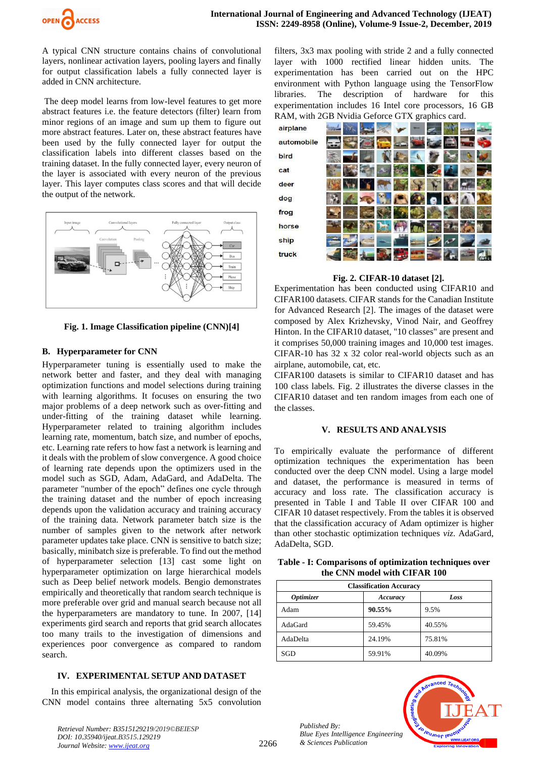A typical CNN structure contains chains of convolutional layers, nonlinear activation layers, pooling layers and finally for output classification labels a fully connected layer is added in CNN architecture.

The deep model learns from low-level features to get more abstract features i.e. the feature detectors (filter) learn from minor regions of an image and sum up them to figure out more abstract features. Later on, these abstract features have been used by the fully connected layer for output the classification labels into different classes based on the training dataset. In the fully connected layer, every neuron of the layer is associated with every neuron of the previous layer. This layer computes class scores and that will decide the output of the network.

**Fig. 1. Image Classification pipeline (CNN)[4]**

### B. Hyperparameter for CNN

Hyperparameter tuning is essentially used to make the network better and faster, and they deal with managing optimization functions and model selections during training with learning algorithms. It focuses on ensuring the two major problems of a deep network such as over-fitting and under-fitting of the training dataset while learning. Hyperparameter related to training algorithm includes learning rate, momentum, batch size, and number of epochs, etc. Learning rate refers to how fast a network is learning and it deals with the problem of slow convergence. A good choice of learning rate depends upon the optimizers used in the model such as SGD, Adam, AdaGard, and AdaDelta. The parameter "number of the epoch" defines one cycle through the training dataset and the number of epoch increasing depends upon the validation accuracy and training accuracy of the training data. Network parameter batch size is the number of samples given to the network after network parameter updates take place. CNN is sensitive to batch size; basically, minibatch size is preferable. To find out the method of hyperparameter selection [13] cast some light on hyperparameter optimization on large hierarchical models such as Deep belief network models. Bengio demonstrates empirically and theoretically that random search technique is more preferable over grid and manual search because not all the hyperparameters are mandatory to tune. In 2007, [14] experiments gird search and reports that grid search allocates too many trails to the investigation of dimensions and experiences poor convergence as compared to random search.

## IV. EXPERIMENTAL SETUP AND DATASET

In this empirical analysis, the organizational design of the CNN model contains three alternating 5x5 convolution filters, 3x3 max pooling with stride 2 and a fully connected layer with 1000 rectified linear hidden units. The experimentation has been carried out on the HPC environment with Python language using the TensorFlow libraries. The description of hardware for this experimentation includes 16 Intel core processors, 16 GB RAM, with 2GB Nvidia Geforce GTX graphics card.

**Fig. 2. CIFAR-10 dataset [2].**

Experimentation has been conducted using CIFAR10 and CIFAR100 datasets. CIFAR stands for the Canadian Institute for Advanced Research [2]. The images of the dataset were composed by Alex Krizhevsky, Vinod Nair, and Geoffrey Hinton. In the CIFAR10 dataset, "10 classes" are present and it comprises 50,000 training images and 10,000 test images. CIFAR-10 has 32 x 32 color real-world objects such as an airplane, automobile, cat, etc.

CIFAR100 datasets is similar to CIFAR10 dataset and has 100 class labels. Fig. 2 illustrates the diverse classes in the CIFAR10 dataset and ten random images from each one of the classes.

## V. RESULTS AND ANALYSIS

To empirically evaluate the performance of different optimization techniques the experimentation has been conducted over the deep CNN model. Using a large model and dataset, the performance is measured in terms of accuracy and loss rate. The classification accuracy is presented in Table I and Table II over CIFAR 100 and CIFAR 10 dataset respectively. From the tables it is observed that the classification accuracy of Adam optimizer is higher than other stochastic optimization techniques *viz.* AdaGard, AdaDelta, SGD.

**Table - I: Comparisons of optimization techniques over the CNN model with CIFAR 100**

| Classification Accuracy | | |
|---|---|---|
| ***Optimizer*** | ***Accuracy*** | ***Loss*** |
| Adam | **90.55%** | 9.5% |
| AdaGard | 59.45% | 40.55% |
| AdaDelta | 24.19% | 75.81% |
| SGD | 59.91% | 40.09% |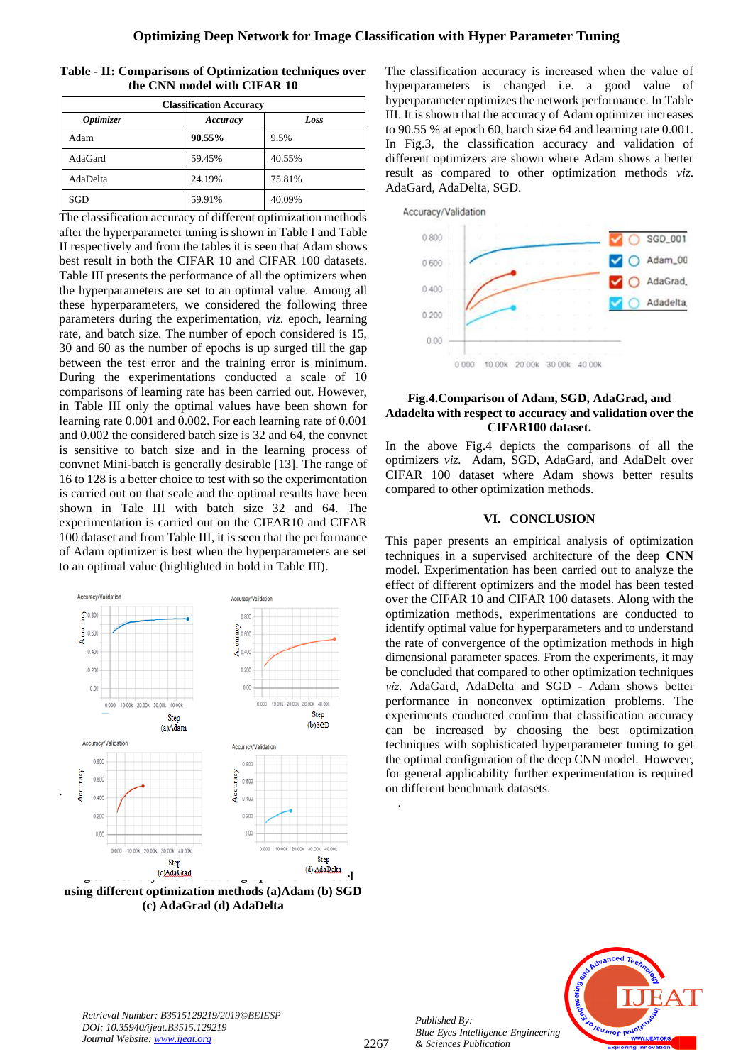**Table - II: Comparisons of Optimization techniques over the CNN model with CIFAR 10**

| Classification Accuracy | | |
|---|---|---|
| ***Optimizer*** | ***Accuracy*** | ***Loss*** |
| Adam | **90.55%** | 9.5% |
| AdaGard | 59.45% | 40.55% |
| AdaDelta | 24.19% | 75.81% |
| SGD | 59.91% | 40.09% |

The classification accuracy of different optimization methods after the hyperparameter tuning is shown in Table I and Table II respectively and from the tables it is seen that Adam shows best result in both the CIFAR 10 and CIFAR 100 datasets. Table III presents the performance of all the optimizers when the hyperparameters are set to an optimal value. Among all these hyperparameters, we considered the following three parameters during the experimentation, *viz.* epoch, learning rate, and batch size. The number of epoch considered is 15, 30 and 60 as the number of epochs is up surged till the gap between the test error and the training error is minimum. During the experimentations conducted a scale of 10 comparisons of learning rate has been carried out. However, in Table III only the optimal values have been shown for learning rate 0.001 and 0.002. For each learning rate of 0.001 and 0.002 the considered batch size is 32 and 64, the convnet is sensitive to batch size and in the learning process of convnet Mini-batch is generally desirable [13]. The range of 16 to 128 is a better choice to test with so the experimentation is carried out on that scale and the optimal results have been shown in Tale III with batch size 32 and 64. The experimentation is carried out on the CIFAR10 and CIFAR 100 dataset and from Table III, it is seen that the performance of Adam optimizer is best when the hyperparameters are set to an optimal value (highlighted in bold in Table III).

using different optimization methods (a)Adam (b) SGD (c) AdaGrad (d) AdaDelta

The classification accuracy is increased when the value of hyperparameters is changed i.e. a good value of hyperparameter optimizes the network performance. In Table III. It is shown that the accuracy of Adam optimizer increases to 90.55 % at epoch 60, batch size 64 and learning rate 0.001. In Fig.3, the classification accuracy and validation of different optimizers are shown where Adam shows a better result as compared to other optimization methods *viz.* AdaGard, AdaDelta, SGD.

**Fig.4.Comparison of Adam, SGD, AdaGrad, and Adadelta with respect to accuracy and validation over the CIFAR100 dataset.**

In the above Fig.4 depicts the comparisons of all the optimizers *viz.* Adam, SGD, AdaGard, and AdaDelt over CIFAR 100 dataset where Adam shows better results compared to other optimization methods.

## VI. CONCLUSION

This paper presents an empirical analysis of optimization techniques in a supervised architecture of the deep **CNN** model. Experimentation has been carried out to analyze the effect of different optimizers and the model has been tested over the CIFAR 10 and CIFAR 100 datasets. Along with the optimization methods, experimentations are conducted to identify optimal value for hyperparameters and to understand the rate of convergence of the optimization methods in high dimensional parameter spaces. From the experiments, it may be concluded that compared to other optimization techniques *viz.* AdaGard, AdaDelta and SGD - Adam shows better performance in nonconvex optimization problems. The experiments conducted confirm that classification accuracy can be increased by choosing the best optimization techniques with sophisticated hyperparameter tuning to get the optimal configuration of the deep CNN model. However, for general applicability further experimentation is required on different benchmark datasets.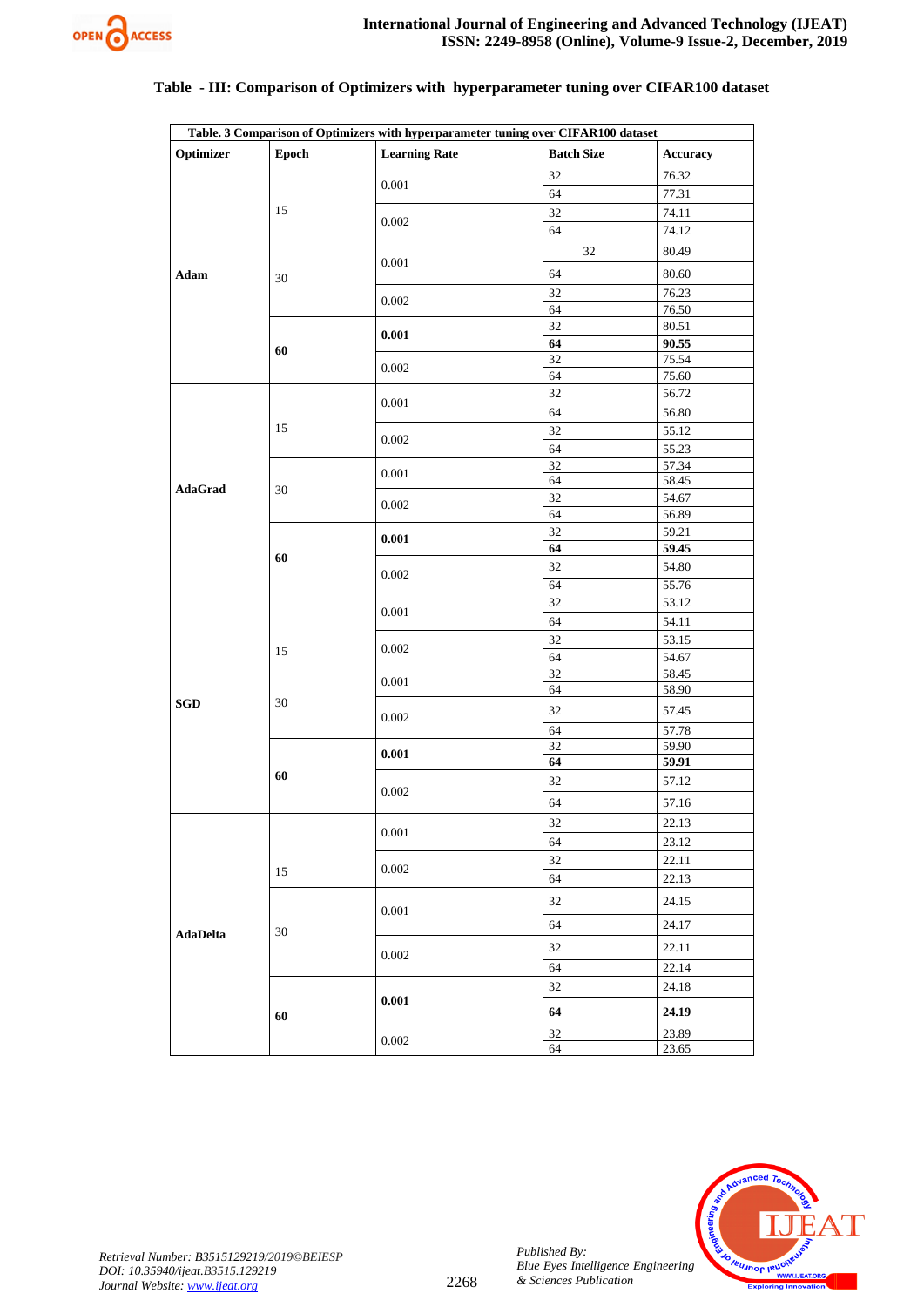## Table - III: Comparison of Optimizers with hyperparameter tuning over CIFAR100 dataset

| Table. 3 Comparison of Optimizers with hyperparameter tuning over CIFAR100 dataset | | | | |
|---|---|---|---|---|
| **Optimizer** | **Epoch** | **Learning Rate** | **Batch Size** | **Accuracy** |
| **Adam** | 15 | 0.001 | 32 | 76.32 |
| | | | 64 | 77.31 |
| | | 0.002 | 32 | 74.11 |
| | | | 64 | 74.12 |
| | 30 | 0.001 | 32 | 80.49 |
| | | | 64 | 80.60 |
| | | 0.002 | 32 | 76.23 |
| | | | 64 | 76.50 |
| | **60** | **0.001** | 32 | 80.51 |
| | | | **64** | **90.55** |
| | | 0.002 | 32 | 75.54 |
| | | | 64 | 75.60 |
| **AdaGrad** | 15 | 0.001 | 32 | 56.72 |
| | | | 64 | 56.80 |
| | | 0.002 | 32 | 55.12 |
| | | | 64 | 55.23 |
| | 30 | 0.001 | 32 | 57.34 |
| | | | 64 | 58.45 |
| | | 0.002 | 32 | 54.67 |
| | | | 64 | 56.89 |
| | **60** | **0.001** | 32 | 59.21 |
| | | | **64** | **59.45** |
| | | 0.002 | 32 | 54.80 |
| | | | 64 | 55.76 |
| **SGD** | 15 | 0.001 | 32 | 53.12 |
| | | | 64 | 54.11 |
| | | 0.002 | 32 | 53.15 |
| | | | 64 | 54.67 |
| | 30 | 0.001 | 32 | 58.45 |
| | | | 64 | 58.90 |
| | | 0.002 | 32 | 57.45 |
| | | | 64 | 57.78 |
| | **60** | **0.001** | 32 | 59.90 |
| | | | **64** | **59.91** |
| | | 0.002 | 32 | 57.12 |
| | | | 64 | 57.16 |
| **AdaDelta** | 15 | 0.001 | 32 | 22.13 |
| | | | 64 | 23.12 |
| | | 0.002 | 32 | 22.11 |
| | | | 64 | 22.13 |
| | 30 | 0.001 | 32 | 24.15 |
| | | | 64 | 24.17 |
| | | 0.002 | 32 | 22.11 |
| | | | 64 | 22.14 |
| | **60** | **0.001** | 32 | 24.18 |
| | | | **64** | **24.19** |
| | | 0.002 | 32 | 23.89 |
| | | | 64 | 23.65 |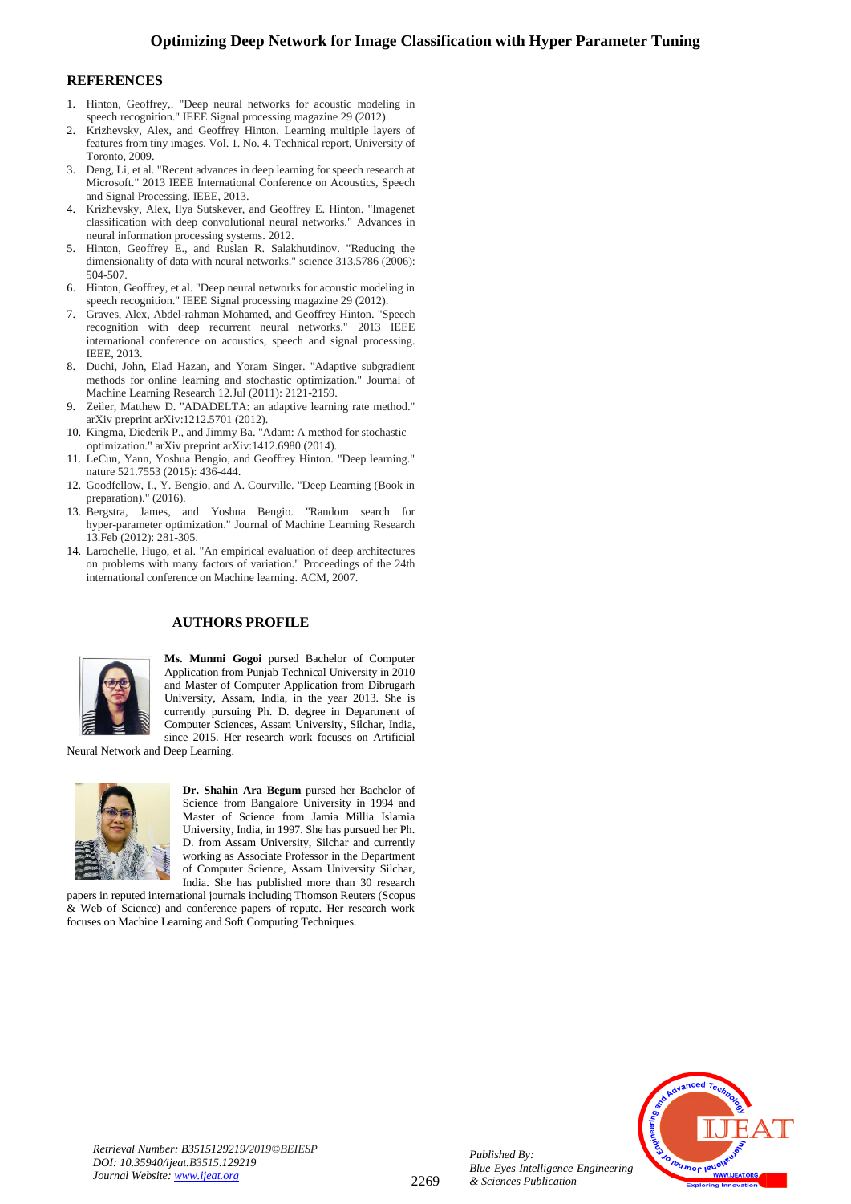## REFERENCES

1. Hinton, Geoffrey,. "Deep neural networks for acoustic modeling in speech recognition." IEEE Signal processing magazine 29 (2012).
2. Krizhevsky, Alex, and Geoffrey Hinton. Learning multiple layers of features from tiny images. Vol. 1. No. 4. Technical report, University of Toronto, 2009.
3. Deng, Li, et al. "Recent advances in deep learning for speech research at Microsoft." 2013 IEEE International Conference on Acoustics, Speech and Signal Processing. IEEE, 2013.
4. Krizhevsky, Alex, Ilya Sutskever, and Geoffrey E. Hinton. "Imagenet classification with deep convolutional neural networks." Advances in neural information processing systems. 2012.
5. Hinton, Geoffrey E., and Ruslan R. Salakhutdinov. "Reducing the dimensionality of data with neural networks." science 313.5786 (2006): 504-507.
6. Hinton, Geoffrey, et al. "Deep neural networks for acoustic modeling in speech recognition." IEEE Signal processing magazine 29 (2012).
7. Graves, Alex, Abdel-rahman Mohamed, and Geoffrey Hinton. "Speech recognition with deep recurrent neural networks." 2013 IEEE international conference on acoustics, speech and signal processing. IEEE, 2013.
8. Duchi, John, Elad Hazan, and Yoram Singer. "Adaptive subgradient methods for online learning and stochastic optimization." Journal of Machine Learning Research 12.Jul (2011): 2121-2159.
9. Zeiler, Matthew D. "ADADELTA: an adaptive learning rate method." arXiv preprint arXiv:1212.5701 (2012).
10. Kingma, Diederik P., and Jimmy Ba. "Adam: A method for stochastic optimization." arXiv preprint arXiv:1412.6980 (2014).
11. LeCun, Yann, Yoshua Bengio, and Geoffrey Hinton. "Deep learning." nature 521.7553 (2015): 436-444.
12. Goodfellow, I., Y. Bengio, and A. Courville. "Deep Learning (Book in preparation)." (2016).
13. Bergstra, James, and Yoshua Bengio. "Random search for hyper-parameter optimization." Journal of Machine Learning Research 13.Feb (2012): 281-305.
14. Larochelle, Hugo, et al. "An empirical evaluation of deep architectures on problems with many factors of variation." Proceedings of the 24th international conference on Machine learning. ACM, 2007.

## AUTHORS PROFILE

**Ms. Munmi Gogoi** pursed Bachelor of Computer Application from Punjab Technical University in 2010 and Master of Computer Application from Dibrugarh University, Assam, India, in the year 2013. She is currently pursuing Ph. D. degree in Department of Computer Sciences, Assam University, Silchar, India, since 2015. Her research work focuses on Artificial Neural Network and Deep Learning.

**Dr. Shahin Ara Begum** pursed her Bachelor of Science from Bangalore University in 1994 and Master of Science from Jamia Millia Islamia University, India, in 1997. She has pursued her Ph. D. from Assam University, Silchar and currently working as Associate Professor in the Department of Computer Science, Assam University Silchar, India. She has published more than 30 research papers in reputed international journals including Thomson Reuters (Scopus & Web of Science) and conference papers of repute. Her research work focuses on Machine Learning and Soft Computing Techniques.